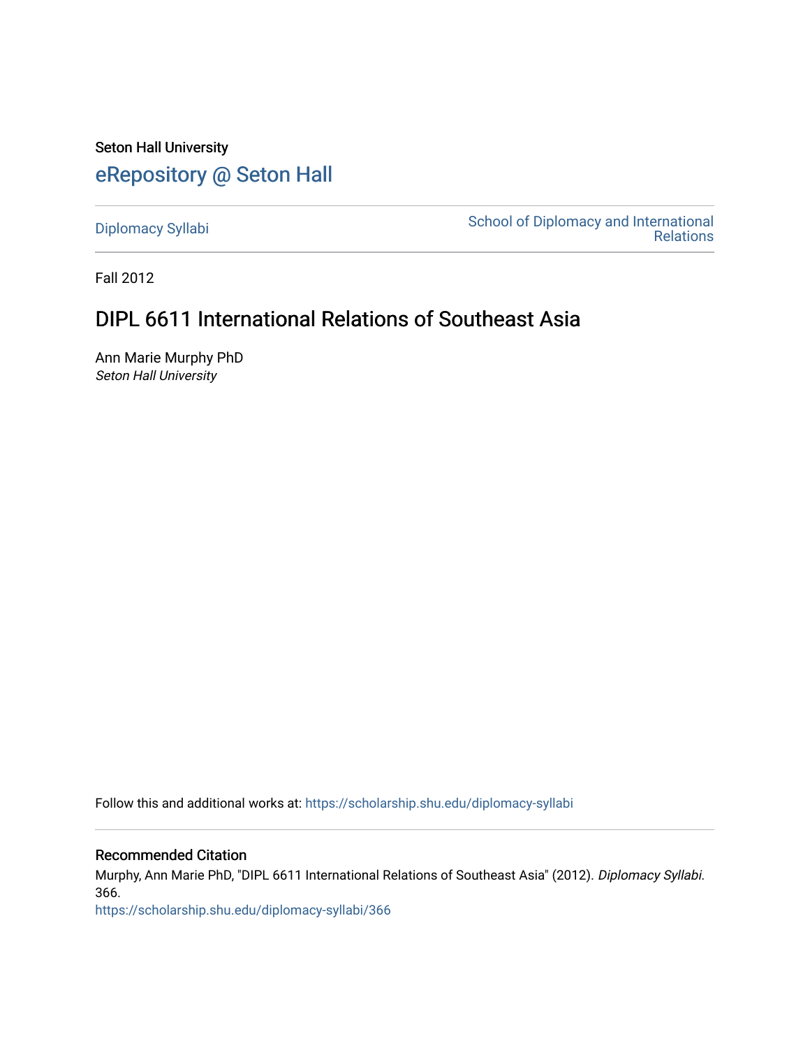Seton Hall University

## eRepository @ Seton Hall

Diplomacy Syllabi

School of Diplomacy and International Relations

Fall 2012

# DIPL 6611 International Relations of Southeast Asia

Ann Marie Murphy PhD

*Seton Hall University*

Follow this and additional works at: https://scholarship.shu.edu/diplomacy-syllabi

### Recommended Citation

Murphy, Ann Marie PhD, "DIPL 6611 International Relations of Southeast Asia" (2012). *Diplomacy Syllabi*. 366.

https://scholarship.shu.edu/diplomacy-syllabi/366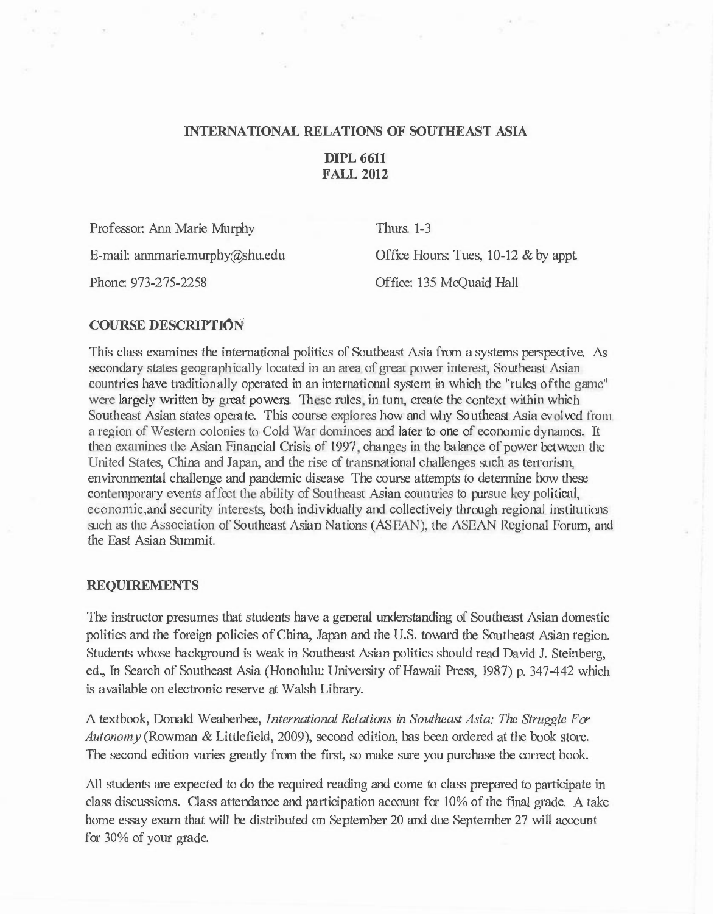# INTERNATIONAL RELATIONS OF SOUTHEAST ASIA

**DIPL 6611**
**FALL 2012**

Professor: Ann Marie Murphy

E-mail: annmarie.murphy@shu.edu

Phone: 973-275-2258

Thurs. 1-3

Office Hours: Tues, 10-12 & by appt.

Office: 135 McQuaid Hall

## COURSE DESCRIPTION

This class examines the international politics of Southeast Asia from a systems perspective. As secondary states geographically located in an area of great power interest, Southeast Asian countries have traditionally operated in an international system in which the "rules of the game" were largely written by great powers. These rules, in turn, create the context within which Southeast Asian states operate. This course explores how and why Southeast Asia evolved from a region of Western colonies to Cold War dominoes and later to one of economic dynamos. It then examines the Asian Financial Crisis of 1997, changes in the balance of power between the United States, China and Japan, and the rise of transnational challenges such as terrorism, environmental challenge and pandemic disease The course attempts to determine how these contemporary events affect the ability of Southeast Asian countries to pursue key political, economic,and security interests, both individually and collectively through regional institutions such as the Association of Southeast Asian Nations (ASEAN), the ASEAN Regional Forum, and the East Asian Summit.

## REQUIREMENTS

The instructor presumes that students have a general understanding of Southeast Asian domestic politics and the foreign policies of China, Japan and the U.S. toward the Southeast Asian region. Students whose background is weak in Southeast Asian politics should read David J. Steinberg, ed., In Search of Southeast Asia (Honolulu: University of Hawaii Press, 1987) p. 347-442 which is available on electronic reserve at Walsh Library.

A textbook, Donald Weaherbee, *International Relations in Southeast Asia: The Struggle For Autonomy* (Rowman & Littlefield, 2009), second edition, has been ordered at the book store. The second edition varies greatly from the first, so make sure you purchase the correct book.

All students are expected to do the required reading and come to class prepared to participate in class discussions. Class attendance and participation account for 10% of the final grade. A take home essay exam that will be distributed on September 20 and due September 27 will account for 30% of your grade.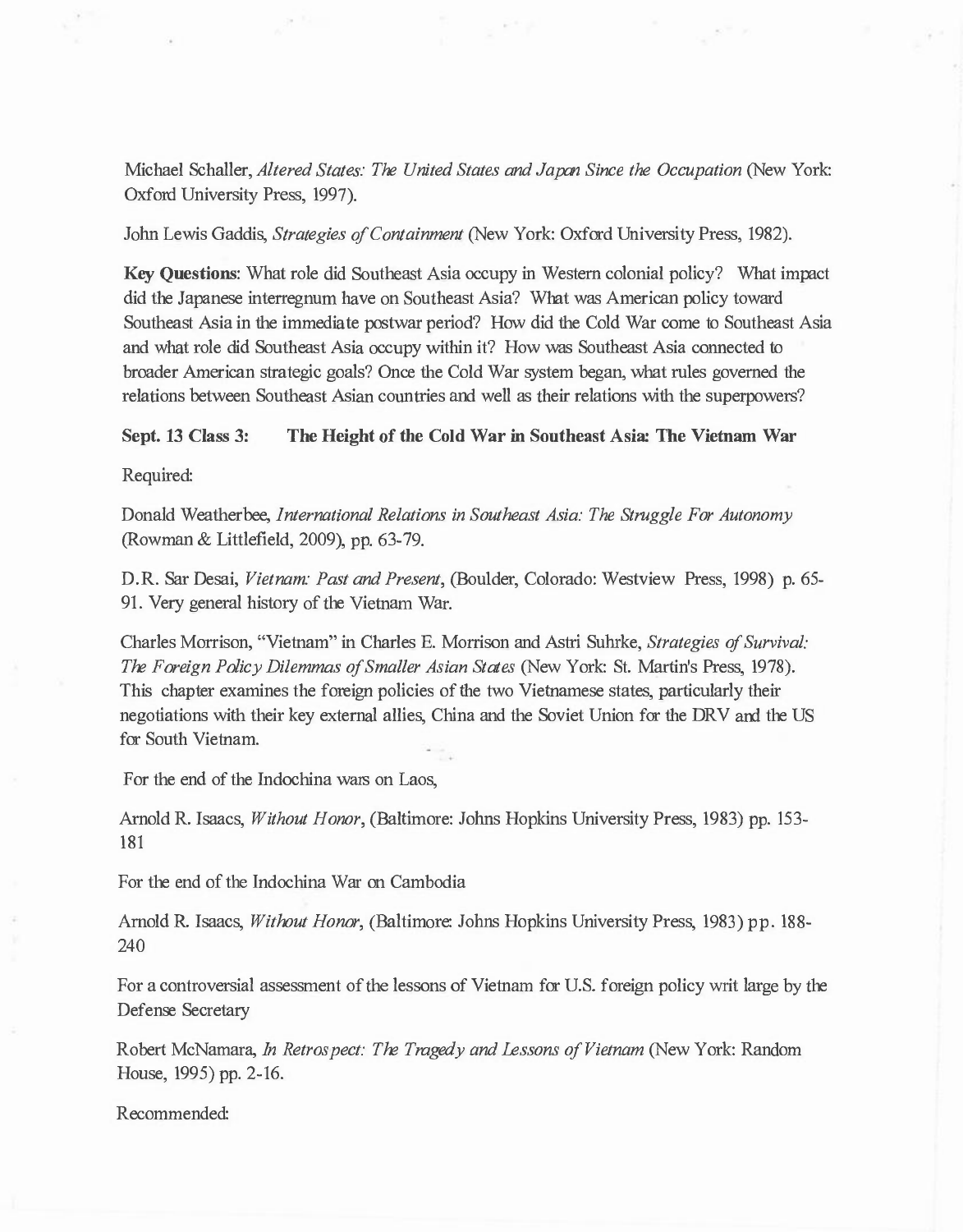Michael Schaller, *Altered States: The United States and Japan Since the Occupation* (New York: Oxford University Press, 1997).

John Lewis Gaddis, *Strategies of Containment* (New York: Oxford University Press, 1982).

**Key Questions**: What role did Southeast Asia occupy in Western colonial policy? What impact did the Japanese interregnum have on Southeast Asia? What was American policy toward Southeast Asia in the immediate postwar period? How did the Cold War come to Southeast Asia and what role did Southeast Asia occupy within it? How was Southeast Asia connected to broader American strategic goals? Once the Cold War system began, what rules governed the relations between Southeast Asian countries and well as their relations with the superpowers?

**Sept. 13 Class 3: The Height of the Cold War in Southeast Asia: The Vietnam War**

Required:

Donald Weatherbee, *International Relations in Southeast Asia: The Struggle For Autonomy* (Rowman & Littlefield, 2009), pp. 63-79.

D.R. Sar Desai, *Vietnam: Past and Present*, (Boulder, Colorado: Westview Press, 1998) p. 65-91. Very general history of the Vietnam War.

Charles Morrison, "Vietnam" in Charles E. Morrison and Astri Suhrke, *Strategies of Survival: The Foreign Policy Dilemmas of Smaller Asian States* (New York: St. Martin's Press, 1978). This chapter examines the foreign policies of the two Vietnamese states, particularly their negotiations with their key external allies, China and the Soviet Union for the DRV and the US for South Vietnam.

For the end of the Indochina wars on Laos,

Arnold R. Isaacs, *Without Honor*, (Baltimore: Johns Hopkins University Press, 1983) pp. 153-181

For the end of the Indochina War on Cambodia

Arnold R. Isaacs, *Without Honor*, (Baltimore: Johns Hopkins University Press, 1983) pp. 188-240

For a controversial assessment of the lessons of Vietnam for U.S. foreign policy writ large by the Defense Secretary

Robert McNamara, *In Retrospect: The Tragedy and Lessons of Vietnam* (New York: Random House, 1995) pp. 2-16.

Recommended: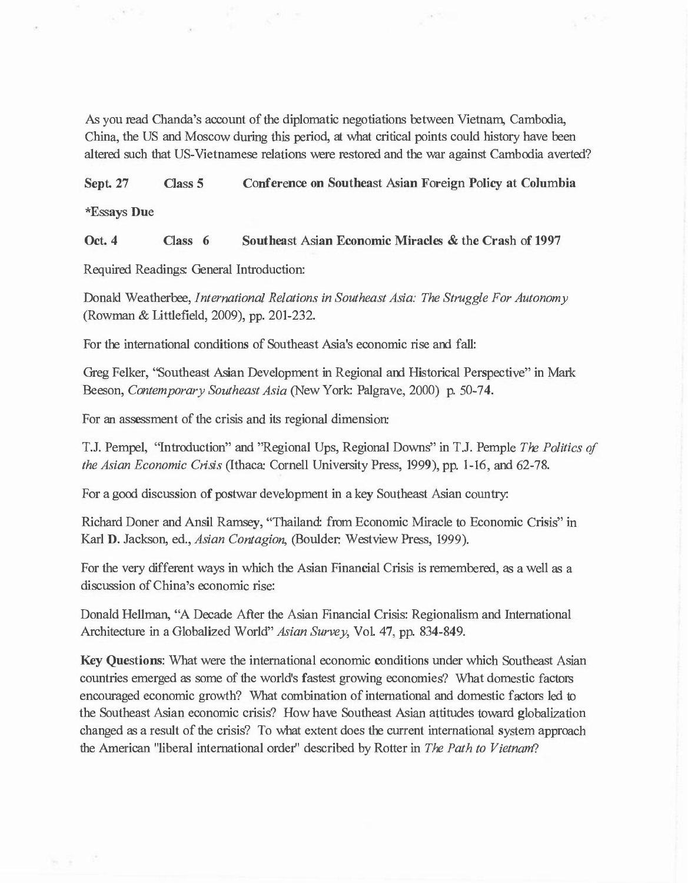As you read Chanda's account of the diplomatic negotiations between Vietnam, Cambodia, China, the US and Moscow during this period, at what critical points could history have been altered such that US-Vietnamese relations were restored and the war against Cambodia averted?

**Sept. 27 Class 5 Conference on Southeast Asian Foreign Policy at Columbia**

***Essays Due**

**Oct. 4 Class 6 Southeast Asian Economic Miracles & the Crash of 1997**

Required Readings: General Introduction:

Donald Weatherbee, *International Relations in Southeast Asia: The Struggle For Autonomy* (Rowman & Littlefield, 2009), pp. 201-232.

For the international conditions of Southeast Asia's economic rise and fall:

Greg Felker, "Southeast Asian Development in Regional and Historical Perspective" in Mark Beeson, *Contemporary Southeast Asia* (New York: Palgrave, 2000) p. 50-74.

For an assessment of the crisis and its regional dimension:

T.J. Pempel, "Introduction" and "Regional Ups, Regional Downs" in T.J. Pemple *The Politics of the Asian Economic Crisis* (Ithaca: Cornell University Press, 1999), pp. 1-16, and 62-78.

For a good discussion of postwar development in a key Southeast Asian country:

Richard Doner and Ansil Ramsey, "Thailand: from Economic Miracle to Economic Crisis" in Karl D. Jackson, ed., *Asian Contagion*, (Boulder: Westview Press, 1999).

For the very different ways in which the Asian Financial Crisis is remembered, as a well as a discussion of China's economic rise:

Donald Hellman, "A Decade After the Asian Financial Crisis: Regionalism and International Architecture in a Globalized World" *Asian Survey*, Vol. 47, pp. 834-849.

**Key Questions**: What were the international economic conditions under which Southeast Asian countries emerged as some of the world's fastest growing economies? What domestic factors encouraged economic growth? What combination of international and domestic factors led to the Southeast Asian economic crisis? How have Southeast Asian attitudes toward globalization changed as a result of the crisis? To what extent does the current international system approach the American "liberal international order" described by Rotter in *The Path to Vietnam*?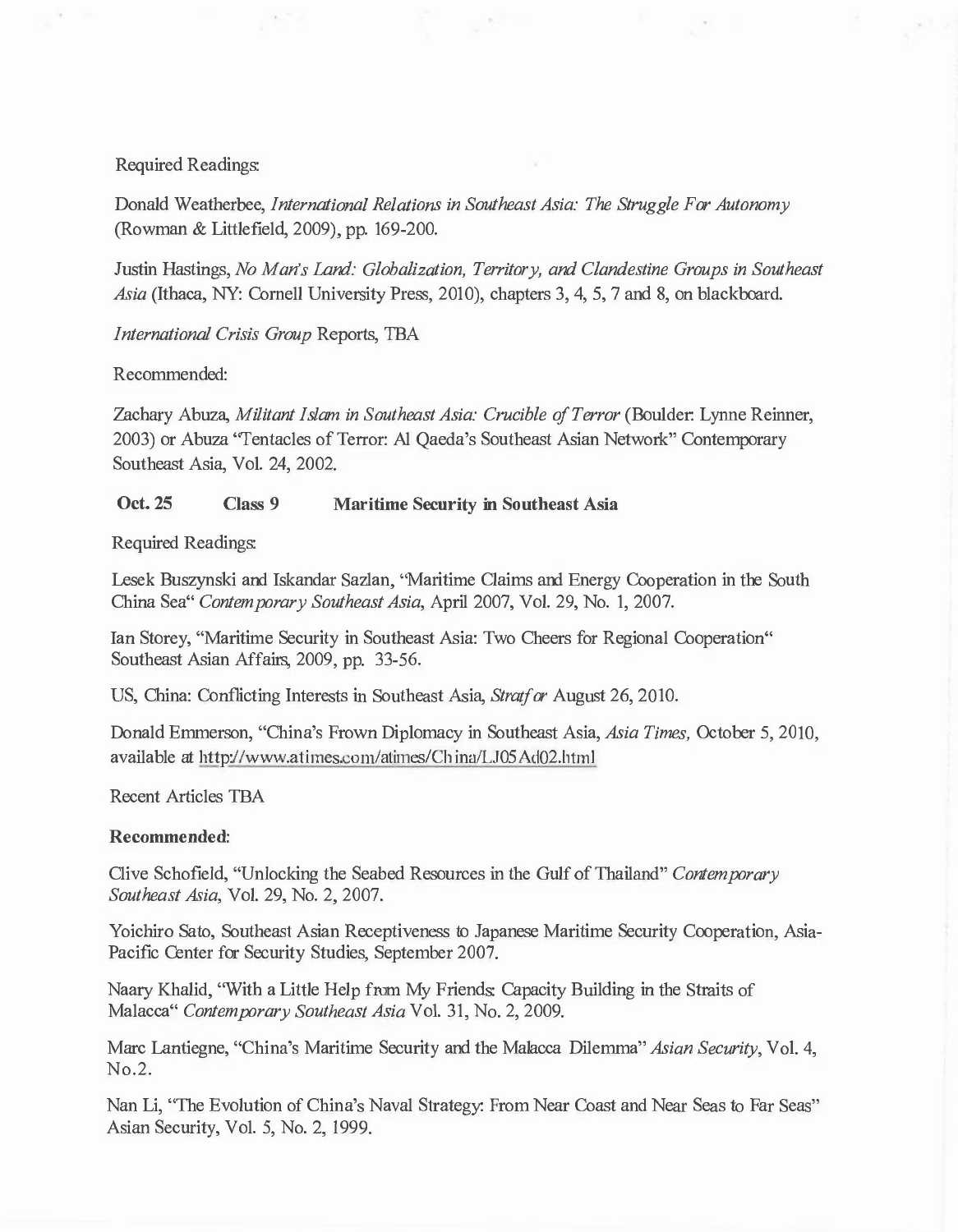Required Readings:

Donald Weatherbee, *International Relations in Southeast Asia: The Struggle For Autonomy* (Rowman & Littlefield, 2009), pp. 169-200.

Justin Hastings, *No Man's Land: Globalization, Territory, and Clandestine Groups in Southeast Asia* (Ithaca, NY: Cornell University Press, 2010), chapters 3, 4, 5, 7 and 8, on blackboard.

*International Crisis Group* Reports, TBA

Recommended:

Zachary Abuza, *Militant Islam in Southeast Asia: Crucible of Terror* (Boulder: Lynne Reinner, 2003) or Abuza "Tentacles of Terror: Al Qaeda's Southeast Asian Network" Contemporary Southeast Asia, Vol. 24, 2002.

**Oct. 25 Class 9 Maritime Security in Southeast Asia**

Required Readings:

Lesek Buszynski and Iskandar Sazlan, "Maritime Claims and Energy Cooperation in the South China Sea" *Contemporary Southeast Asia*, April 2007, Vol. 29, No. 1, 2007.

Ian Storey, "Maritime Security in Southeast Asia: Two Cheers for Regional Cooperation" Southeast Asian Affairs, 2009, pp. 33-56.

US, China: Conflicting Interests in Southeast Asia, *Stratfor* August 26, 2010.

Donald Emmerson, "China's Frown Diplomacy in Southeast Asia, *Asia Times,* October 5, 2010, available at http://www.atimes.com/atimes/China/LJ05Ad02.html

Recent Articles TBA

**Recommended:**

Clive Schofield, "Unlocking the Seabed Resources in the Gulf of Thailand" *Contemporary Southeast Asia*, Vol. 29, No. 2, 2007.

Yoichiro Sato, Southeast Asian Receptiveness to Japanese Maritime Security Cooperation, Asia-Pacific Center for Security Studies, September 2007.

Naary Khalid, "With a Little Help from My Friends: Capacity Building in the Straits of Malacca" *Contemporary Southeast Asia* Vol. 31, No. 2, 2009.

Marc Lantiegne, "China's Maritime Security and the Malacca Dilemma" *Asian Security*, Vol. 4, No.2.

Nan Li, "The Evolution of China's Naval Strategy: From Near Coast and Near Seas to Far Seas" Asian Security, Vol. 5, No. 2, 1999.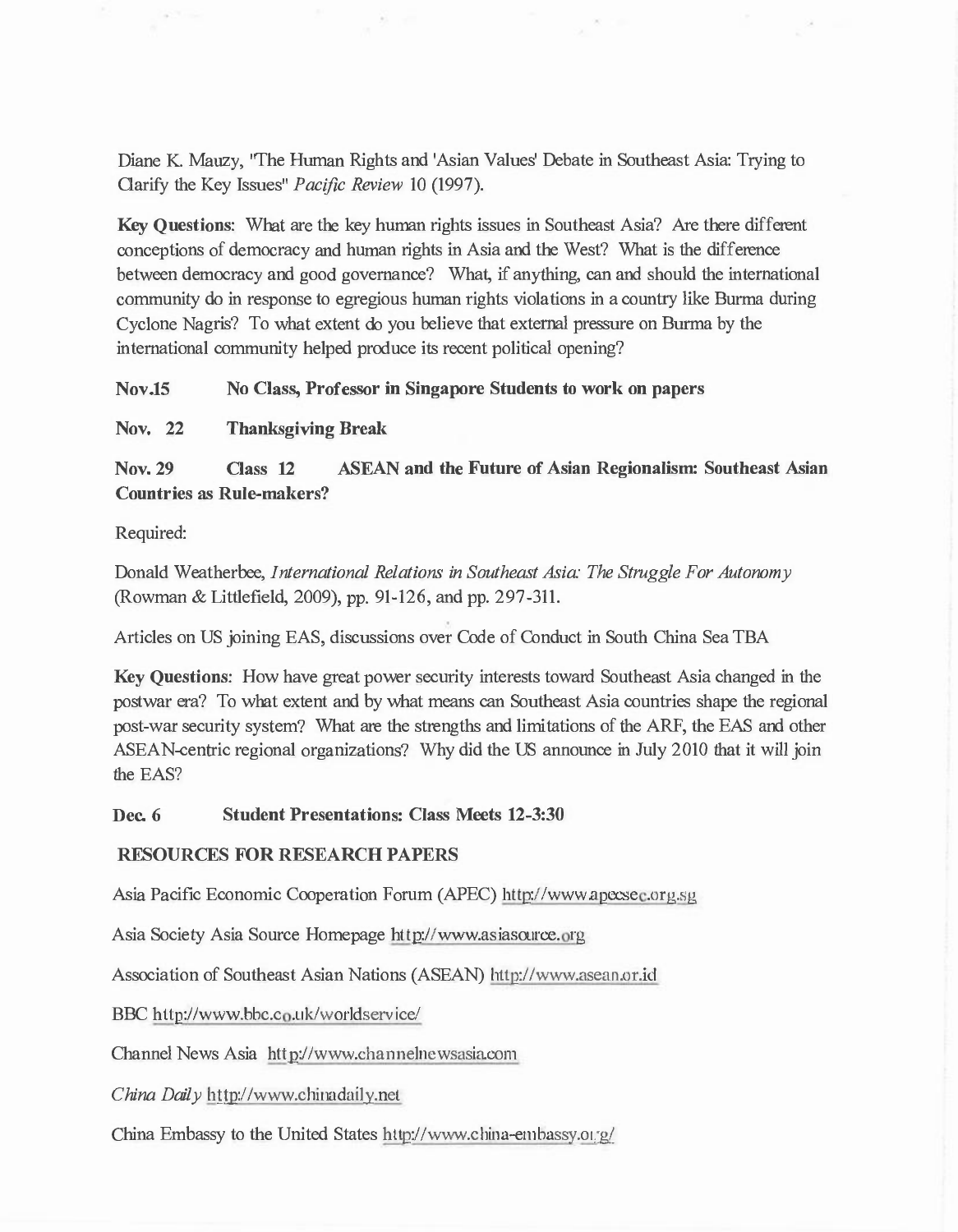Diane K. Mauzy, "The Human Rights and 'Asian Values' Debate in Southeast Asia: Trying to Clarify the Key Issues" *Pacific Review* 10 (1997).

**Key Questions**: What are the key human rights issues in Southeast Asia? Are there different conceptions of democracy and human rights in Asia and the West? What is the difference between democracy and good governance? What, if anything, can and should the international community do in response to egregious human rights violations in a country like Burma during Cyclone Nagris? To what extent do you believe that external pressure on Burma by the international community helped produce its recent political opening?

**Nov.15 No Class, Professor in Singapore Students to work on papers**

**Nov. 22 Thanksgiving Break**

**Nov. 29 Class 12 ASEAN and the Future of Asian Regionalism: Southeast Asian Countries as Rule-makers?**

Required:

Donald Weatherbee, *International Relations in Southeast Asia: The Struggle For Autonomy* (Rowman & Littlefield, 2009), pp. 91-126, and pp. 297-311.

Articles on US joining EAS, discussions over Code of Conduct in South China Sea TBA

**Key Questions**: How have great power security interests toward Southeast Asia changed in the postwar era? To what extent and by what means can Southeast Asia countries shape the regional post-war security system? What are the strengths and limitations of the ARF, the EAS and other ASEAN-centric regional organizations? Why did the US announce in July 2010 that it will join the EAS?

**Dec. 6 Student Presentations: Class Meets 12-3:30**

**RESOURCES FOR RESEARCH PAPERS**

Asia Pacific Economic Cooperation Forum (APEC) http://www.apecsec.org.sg

Asia Society Asia Source Homepage http://www.asiasource.org

Association of Southeast Asian Nations (ASEAN) http://www.asean.or.id

BBC http://www.bbc.co.uk/worldservice/

Channel News Asia http://www.channelnewsasia.com

*China Daily* http://www.chinadaily.net

China Embassy to the United States http://www.china-embassy.org/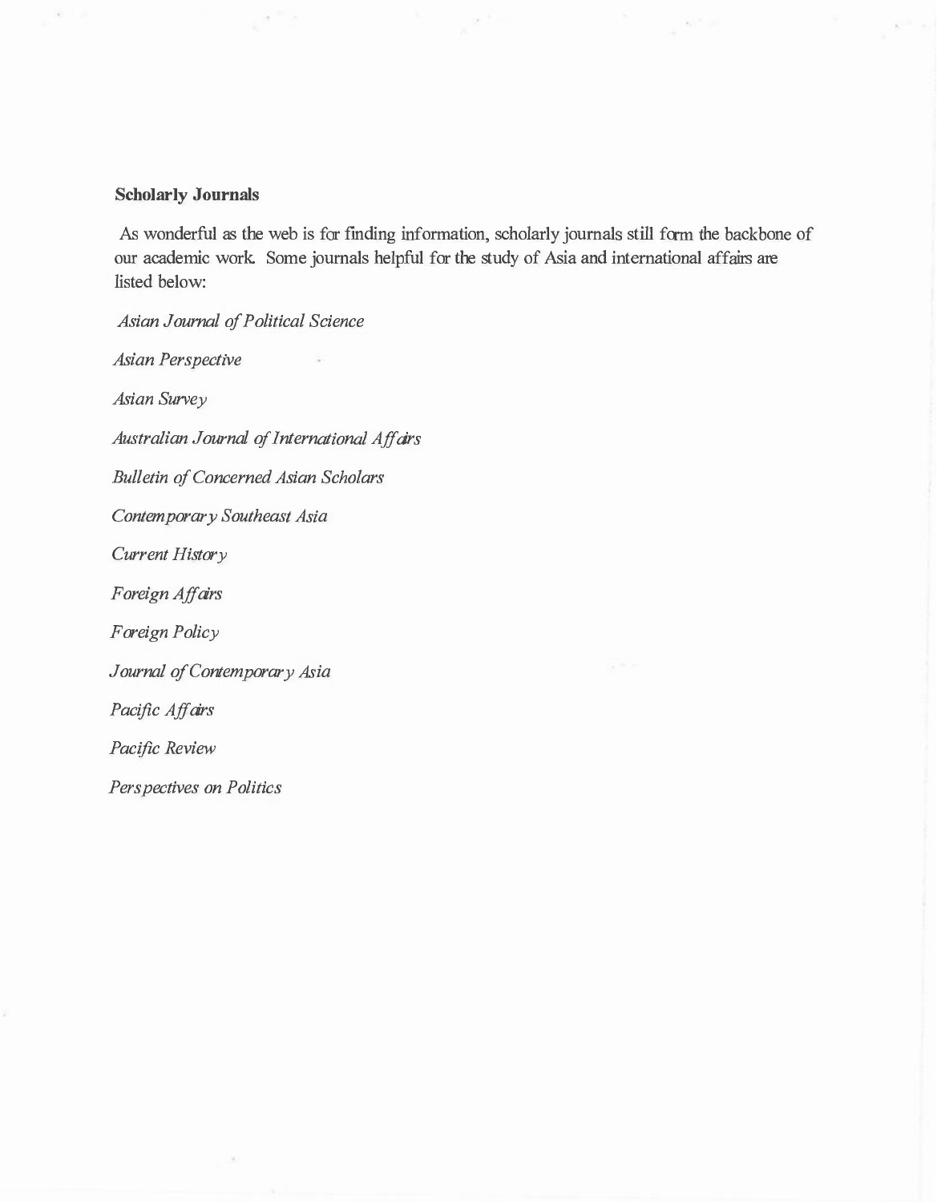**Scholarly Journals**

As wonderful as the web is for finding information, scholarly journals still form the backbone of our academic work. Some journals helpful for the study of Asia and international affairs are listed below:

*Asian Journal of Political Science*

*Asian Perspective*

*Asian Survey*

*Australian Journal of International Affairs*

*Bulletin of Concerned Asian Scholars*

*Contemporary Southeast Asia*

*Current History*

*Foreign Affairs*

*Foreign Policy*

*Journal of Contemporary Asia*

*Pacific Affairs*

*Pacific Review*

*Perspectives on Politics*